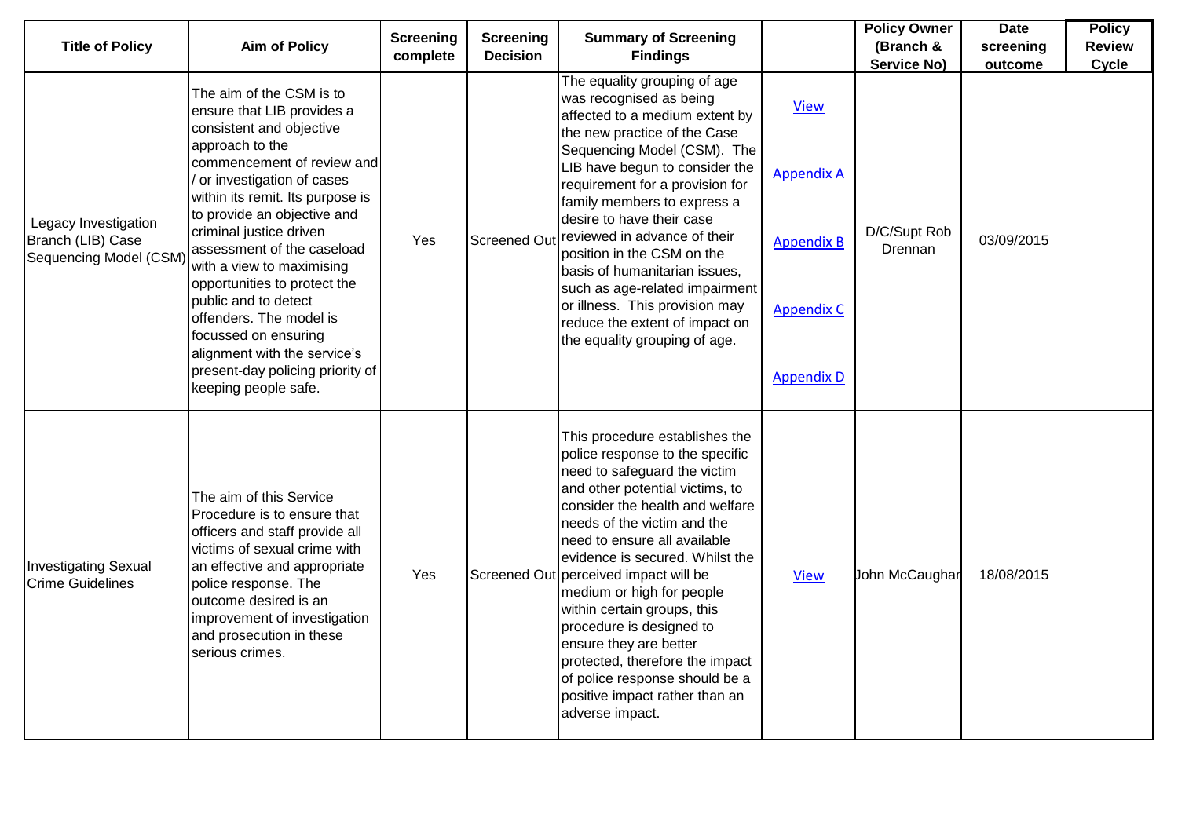| Title of Policy | Aim of Policy | Screening complete | Screening Decision | Summary of Screening Findings | | Policy Owner (Branch & Service No) | Date screening outcome | Policy Review Cycle |
|---|---|---|---|---|---|---|---|---|
| Legacy Investigation Branch (LIB) Case Sequencing Model (CSM) | The aim of the CSM is to ensure that LIB provides a consistent and objective approach to the commencement of review and / or investigation of cases within its remit. Its purpose is to provide an objective and criminal justice driven assessment of the caseload with a view to maximising opportunities to protect the public and to detect offenders. The model is focussed on ensuring alignment with the service's present-day policing priority of keeping people safe. | Yes | Screened Out | The equality grouping of age was recognised as being affected to a medium extent by the new practice of the Case Sequencing Model (CSM). The LIB have begun to consider the requirement for a provision for family members to express a desire to have their case reviewed in advance of their position in the CSM on the basis of humanitarian issues, such as age-related impairment or illness. This provision may reduce the extent of impact on the equality grouping of age. | View<br><br>Appendix A<br><br>Appendix B<br><br>Appendix C<br><br>Appendix D | D/C/Supt Rob Drennan | 03/09/2015 | |
| Investigating Sexual Crime Guidelines | The aim of this Service Procedure is to ensure that officers and staff provide all victims of sexual crime with an effective and appropriate police response. The outcome desired is an improvement of investigation and prosecution in these serious crimes. | Yes | Screened Out | This procedure establishes the police response to the specific need to safeguard the victim and other potential victims, to consider the health and welfare needs of the victim and the need to ensure all available evidence is secured. Whilst the perceived impact will be medium or high for people within certain groups, this procedure is designed to ensure they are better protected, therefore the impact of police response should be a positive impact rather than an adverse impact. | View | John McCaughan | 18/08/2015 | |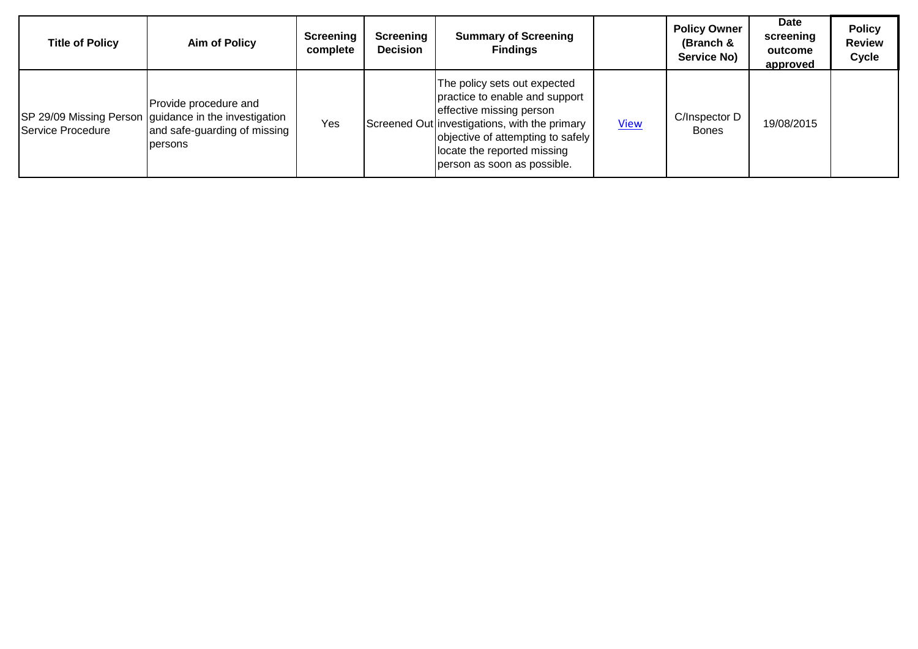| Title of Policy | Aim of Policy | Screening complete | Screening Decision | Summary of Screening Findings | | Policy Owner (Branch & Service No) | Date screening outcome approved | Policy Review Cycle |
|---|---|---|---|---|---|---|---|---|
| SP 29/09 Missing Person Service Procedure | Provide procedure and guidance in the investigation and safe-guarding of missing persons | Yes | Screened Out | The policy sets out expected practice to enable and support effective missing person investigations, with the primary objective of attempting to safely locate the reported missing person as soon as possible. | View | C/Inspector D Bones | 19/08/2015 | |